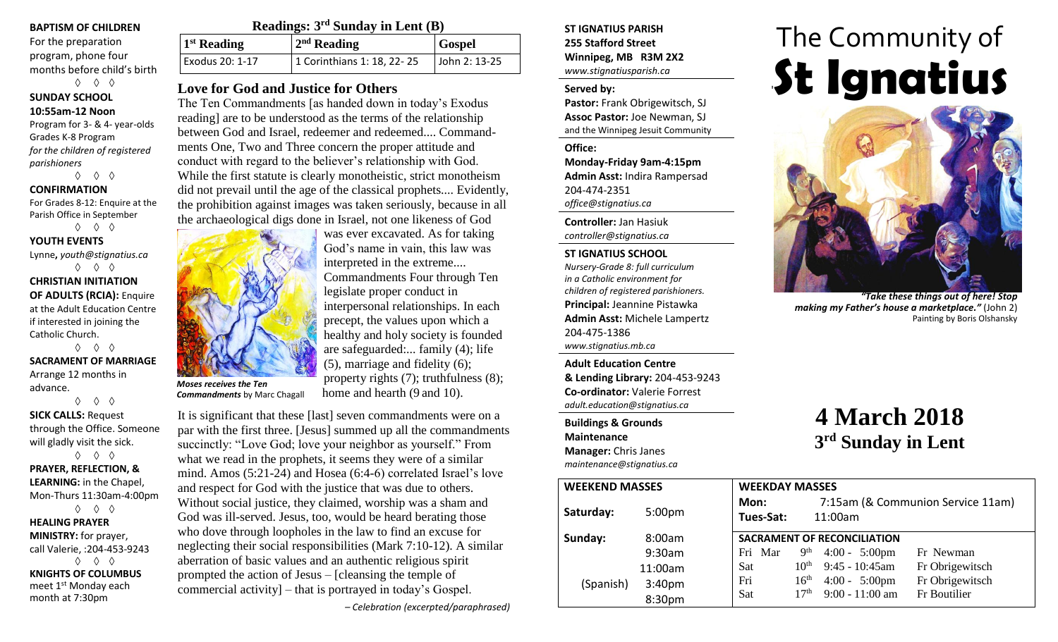**BAPTISM OF CHILDREN**
For the preparation program, phone four months before child's birth

◊ ◊ ◊

**SUNDAY SCHOOL**
**10:55am-12 Noon**
Program for 3- & 4- year-olds
Grades K-8 Program
*for the children of registered parishioners*

◊ ◊ ◊

**CONFIRMATION**
For Grades 8-12: Enquire at the Parish Office in September

◊ ◊ ◊

**YOUTH EVENTS**
Lynne, *youth@stignatius.ca*

◊ ◊ ◊

**CHRISTIAN INITIATION OF ADULTS (RCIA):** Enquire at the Adult Education Centre if interested in joining the Catholic Church.

◊ ◊ ◊

**SACRAMENT OF MARRIAGE**
Arrange 12 months in advance.

◊ ◊ ◊

**SICK CALLS:** Request through the Office. Someone will gladly visit the sick.

◊ ◊ ◊

**PRAYER, REFLECTION, & LEARNING:** in the Chapel, Mon-Thurs 11:30am-4:00pm

◊ ◊ ◊

**HEALING PRAYER MINISTRY:** for prayer, call Valerie, :204-453-9243

◊ ◊ ◊

**KNIGHTS OF COLUMBUS**
meet 1st Monday each month at 7:30pm

## Readings: 3rd Sunday in Lent (B)

| 1st Reading | 2nd Reading | Gospel |
| --- | --- | --- |
| Exodus 20: 1-17 | 1 Corinthians 1: 18, 22- 25 | John 2: 13-25 |

## Love for God and Justice for Others

The Ten Commandments [as handed down in today's Exodus reading] are to be understood as the terms of the relationship between God and Israel, redeemer and redeemed.... Commandments One, Two and Three concern the proper attitude and conduct with regard to the believer's relationship with God. While the first statute is clearly monotheistic, strict monotheism did not prevail until the age of the classical prophets.... Evidently, the prohibition against images was taken seriously, because in all the archaeological digs done in Israel, not one likeness of God was ever excavated. As for taking God's name in vain, this law was interpreted in the extreme.... Commandments Four through Ten legislate proper conduct in interpersonal relationships. In each precept, the values upon which a healthy and holy society is founded are safeguarded:... family (4); life (5), marriage and fidelity (6); property rights (7); truthfulness (8); home and hearth (9 and 10).

*Moses receives the Ten Commandments* by Marc Chagall

It is significant that these [last] seven commandments were on a par with the first three. [Jesus] summed up all the commandments succinctly: "Love God; love your neighbor as yourself." From what we read in the prophets, it seems they were of a similar mind. Amos (5:21-24) and Hosea (6:4-6) correlated Israel's love and respect for God with the justice that was due to others. Without social justice, they claimed, worship was a sham and God was ill-served. Jesus, too, would be heard berating those who dove through loopholes in the law to find an excuse for neglecting their social responsibilities (Mark 7:10-12). A similar aberration of basic values and an authentic religious spirit prompted the action of Jesus – [cleansing the temple of commercial activity] – that is portrayed in today's Gospel.

*– Celebration (excerpted/paraphrased)*

**ST IGNATIUS PARISH**
**255 Stafford Street**
**Winnipeg, MB R3M 2X2**
*www.stignatiusparish.ca*

**Served by:**
**Pastor:** Frank Obrigewitsch, SJ
**Assoc Pastor:** Joe Newman, SJ
and the Winnipeg Jesuit Community

**Office:**
**Monday-Friday 9am-4:15pm**
**Admin Asst:** Indira Rampersad
204-474-2351
*office@stignatius.ca*

**Controller:** Jan Hasiuk
*controller@stignatius.ca*

**ST IGNATIUS SCHOOL**
*Nursery-Grade 8: full curriculum in a Catholic environment for children of registered parishioners.*
**Principal:** Jeannine Pistawka
**Admin Asst:** Michele Lampertz
204-475-1386
*www.stignatius.mb.ca*

**Adult Education Centre & Lending Library:** 204-453-9243
**Co-ordinator:** Valerie Forrest
*adult.education@stignatius.ca*

**Buildings & Grounds Maintenance Manager:** Chris Janes
*maintenance@stignatius.ca*

# The Community of St Ignatius

*"Take these things out of here! Stop making my Father's house a marketplace."* (John 2)
Painting by Boris Olshansky

# 4 March 2018
## 3rd Sunday in Lent

| WEEKEND MASSES | |
| --- | --- |
| Saturday: | 5:00pm |
| Sunday: | 8:00am |
| | 9:30am |
| | 11:00am |
| (Spanish) | 3:40pm |
| | 8:30pm |

**WEEKDAY MASSES**
**Mon:** 7:15am (& Communion Service 11am)
**Tues-Sat:** 11:00am

**SACRAMENT OF RECONCILIATION**

| | | | |
| --- | --- | --- | --- |
| Fri Mar | 9th | 4:00 - 5:00pm | Fr Newman |
| Sat | 10th | 9:45 - 10:45am | Fr Obrigewitsch |
| Fri | 16th | 4:00 - 5:00pm | Fr Obrigewitsch |
| Sat | 17th | 9:00 - 11:00 am | Fr Boutilier |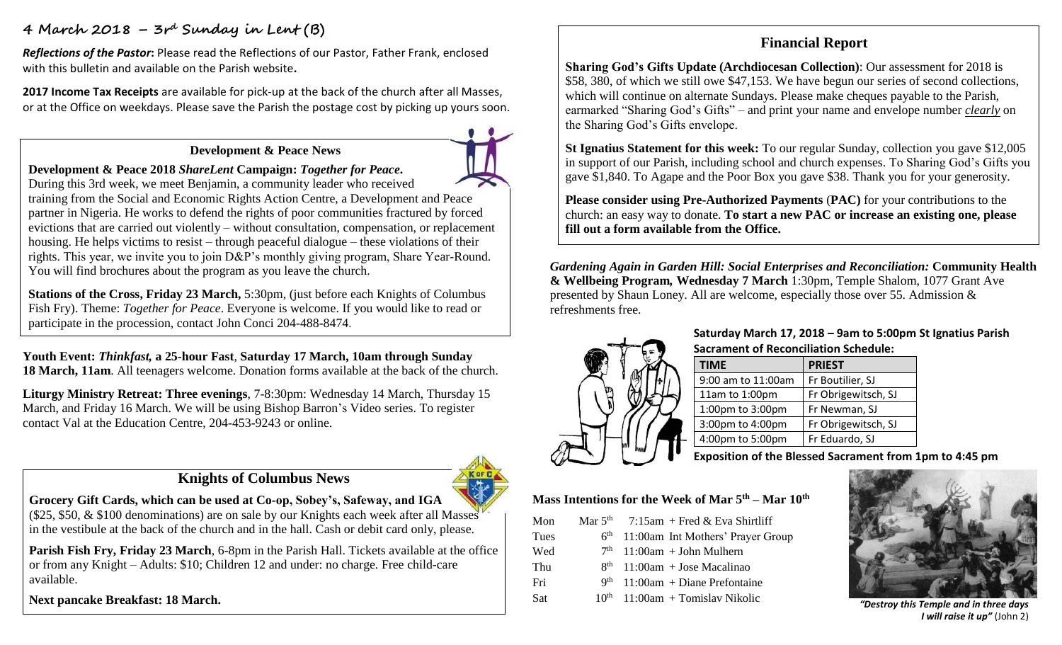# 4 March 2018 – 3rd Sunday in Lent (B)

***Reflections of the Pastor*:** Please read the Reflections of our Pastor, Father Frank, enclosed with this bulletin and available on the Parish website**.**

**2017 Income Tax Receipts** are available for pick-up at the back of the church after all Masses, or at the Office on weekdays. Please save the Parish the postage cost by picking up yours soon.

### Development & Peace News

**Development & Peace 2018 *ShareLent* Campaign: *Together for Peace*.** During this 3rd week, we meet Benjamin, a community leader who received training from the Social and Economic Rights Action Centre, a Development and Peace partner in Nigeria. He works to defend the rights of poor communities fractured by forced evictions that are carried out violently – without consultation, compensation, or replacement housing. He helps victims to resist – through peaceful dialogue – these violations of their rights. This year, we invite you to join D&P's monthly giving program, Share Year-Round. You will find brochures about the program as you leave the church.

**Stations of the Cross, Friday 23 March,** 5:30pm, (just before each Knights of Columbus Fish Fry). Theme: *Together for Peace*. Everyone is welcome. If you would like to read or participate in the procession, contact John Conci 204-488-8474.

**Youth Event: *Thinkfast,* a 25-hour Fast**, **Saturday 17 March, 10am through Sunday 18 March, 11am**. All teenagers welcome. Donation forms available at the back of the church.

**Liturgy Ministry Retreat: Three evenings**, 7-8:30pm: Wednesday 14 March, Thursday 15 March, and Friday 16 March. We will be using Bishop Barron's Video series. To register contact Val at the Education Centre, 204-453-9243 or online.

### Knights of Columbus News

**Grocery Gift Cards, which can be used at Co-op, Sobey's, Safeway, and IGA** ($25, $50, & $100 denominations) are on sale by our Knights each week after all Masses in the vestibule at the back of the church and in the hall. Cash or debit card only, please.

**Parish Fish Fry, Friday 23 March**, 6-8pm in the Parish Hall. Tickets available at the office or from any Knight – Adults: $10; Children 12 and under: no charge. Free child-care available.

**Next pancake Breakfast: 18 March.**

## Financial Report

**Sharing God's Gifts Update (Archdiocesan Collection)**: Our assessment for 2018 is $58, 380, of which we still owe $47,153. We have begun our series of second collections, which will continue on alternate Sundays. Please make cheques payable to the Parish, earmarked "Sharing God's Gifts" – and print your name and envelope number *clearly* on the Sharing God's Gifts envelope.

**St Ignatius Statement for this week:** To our regular Sunday, collection you gave $12,005 in support of our Parish, including school and church expenses. To Sharing God's Gifts you gave $1,840. To Agape and the Poor Box you gave $38. Thank you for your generosity.

**Please consider using Pre-Authorized Payments** (**PAC)** for your contributions to the church: an easy way to donate. **To start a new PAC or increase an existing one, please fill out a form available from the Office.**

***Gardening Again in Garden Hill: Social Enterprises and Reconciliation:* Community Health & Wellbeing Program, Wednesday 7 March** 1:30pm, Temple Shalom, 1077 Grant Ave presented by Shaun Loney. All are welcome, especially those over 55. Admission & refreshments free.

**Saturday March 17, 2018 – 9am to 5:00pm St Ignatius Parish Sacrament of Reconciliation Schedule:**

| TIME | PRIEST |
|---|---|
| 9:00 am to 11:00am | Fr Boutilier, SJ |
| 11am to 1:00pm | Fr Obrigewitsch, SJ |
| 1:00pm to 3:00pm | Fr Newman, SJ |
| 3:00pm to 4:00pm | Fr Obrigewitsch, SJ |
| 4:00pm to 5:00pm | Fr Eduardo, SJ |

**Exposition of the Blessed Sacrament from 1pm to 4:45 pm**

### Mass Intentions for the Week of Mar 5th – Mar 10th

| | | |
|---|---|---|
| Mon | Mar 5th | 7:15am + Fred & Eva Shirtliff |
| Tues | 6th | 11:00am Int Mothers' Prayer Group |
| Wed | 7th | 11:00am + John Mulhern |
| Thu | 8th | 11:00am + Jose Macalinao |
| Fri | 9th | 11:00am + Diane Prefontaine |
| Sat | 10th | 11:00am + Tomislav Nikolic |

*"Destroy this Temple and in three days I will raise it up"* (John 2)